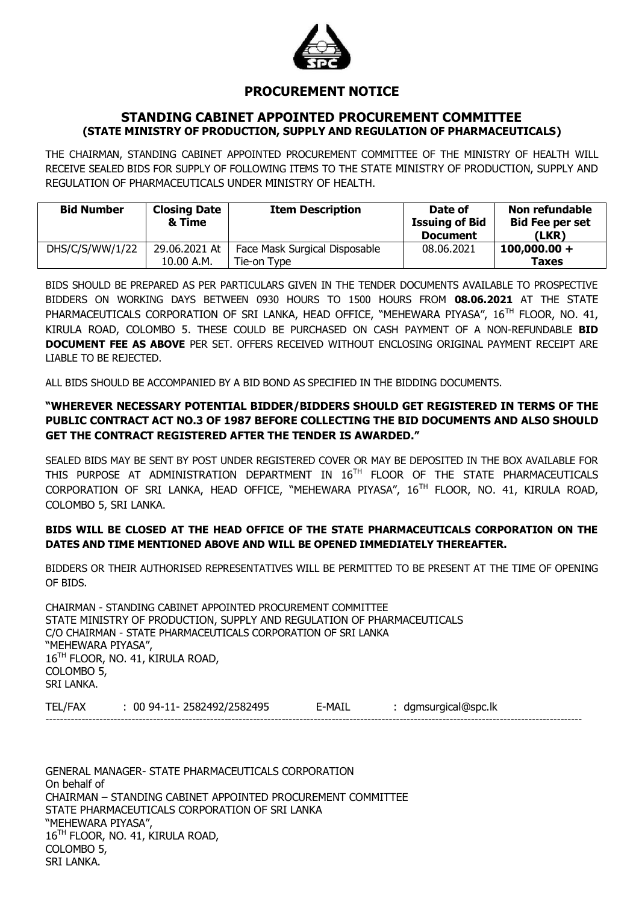# PROCUREMENT NOTICE

## STANDING CABINET APPOINTED PROCUREMENT COMMITTEE
## (STATE MINISTRY OF PRODUCTION, SUPPLY AND REGULATION OF PHARMACEUTICALS)

THE CHAIRMAN, STANDING CABINET APPOINTED PROCUREMENT COMMITTEE OF THE MINISTRY OF HEALTH WILL RECEIVE SEALED BIDS FOR SUPPLY OF FOLLOWING ITEMS TO THE STATE MINISTRY OF PRODUCTION, SUPPLY AND REGULATION OF PHARMACEUTICALS UNDER MINISTRY OF HEALTH.

| Bid Number | Closing Date & Time | Item Description | Date of Issuing of Bid Document | Non refundable Bid Fee per set (LKR) |
|---|---|---|---|---|
| DHS/C/S/WW/1/22 | 29.06.2021 At 10.00 A.M. | Face Mask Surgical Disposable Tie-on Type | 08.06.2021 | **100,000.00 + Taxes** |

BIDS SHOULD BE PREPARED AS PER PARTICULARS GIVEN IN THE TENDER DOCUMENTS AVAILABLE TO PROSPECTIVE BIDDERS ON WORKING DAYS BETWEEN 0930 HOURS TO 1500 HOURS FROM **08.06.2021** AT THE STATE PHARMACEUTICALS CORPORATION OF SRI LANKA, HEAD OFFICE, "MEHEWARA PIYASA", 16TH FLOOR, NO. 41, KIRULA ROAD, COLOMBO 5. THESE COULD BE PURCHASED ON CASH PAYMENT OF A NON-REFUNDABLE **BID DOCUMENT FEE AS ABOVE** PER SET. OFFERS RECEIVED WITHOUT ENCLOSING ORIGINAL PAYMENT RECEIPT ARE LIABLE TO BE REJECTED.

ALL BIDS SHOULD BE ACCOMPANIED BY A BID BOND AS SPECIFIED IN THE BIDDING DOCUMENTS.

**"WHEREVER NECESSARY POTENTIAL BIDDER/BIDDERS SHOULD GET REGISTERED IN TERMS OF THE PUBLIC CONTRACT ACT NO.3 OF 1987 BEFORE COLLECTING THE BID DOCUMENTS AND ALSO SHOULD GET THE CONTRACT REGISTERED AFTER THE TENDER IS AWARDED."**

SEALED BIDS MAY BE SENT BY POST UNDER REGISTERED COVER OR MAY BE DEPOSITED IN THE BOX AVAILABLE FOR THIS PURPOSE AT ADMINISTRATION DEPARTMENT IN 16TH FLOOR OF THE STATE PHARMACEUTICALS CORPORATION OF SRI LANKA, HEAD OFFICE, "MEHEWARA PIYASA", 16TH FLOOR, NO. 41, KIRULA ROAD, COLOMBO 5, SRI LANKA.

**BIDS WILL BE CLOSED AT THE HEAD OFFICE OF THE STATE PHARMACEUTICALS CORPORATION ON THE DATES AND TIME MENTIONED ABOVE AND WILL BE OPENED IMMEDIATELY THEREAFTER.**

BIDDERS OR THEIR AUTHORISED REPRESENTATIVES WILL BE PERMITTED TO BE PRESENT AT THE TIME OF OPENING OF BIDS.

CHAIRMAN - STANDING CABINET APPOINTED PROCUREMENT COMMITTEE
STATE MINISTRY OF PRODUCTION, SUPPLY AND REGULATION OF PHARMACEUTICALS
C/O CHAIRMAN - STATE PHARMACEUTICALS CORPORATION OF SRI LANKA
"MEHEWARA PIYASA",
16TH FLOOR, NO. 41, KIRULA ROAD,
COLOMBO 5,
SRI LANKA.

TEL/FAX : 00 94-11- 2582492/2582495 E-MAIL : dgmsurgical@spc.lk

---

GENERAL MANAGER- STATE PHARMACEUTICALS CORPORATION
On behalf of
CHAIRMAN – STANDING CABINET APPOINTED PROCUREMENT COMMITTEE
STATE PHARMACEUTICALS CORPORATION OF SRI LANKA
"MEHEWARA PIYASA",
16TH FLOOR, NO. 41, KIRULA ROAD,
COLOMBO 5,
SRI LANKA.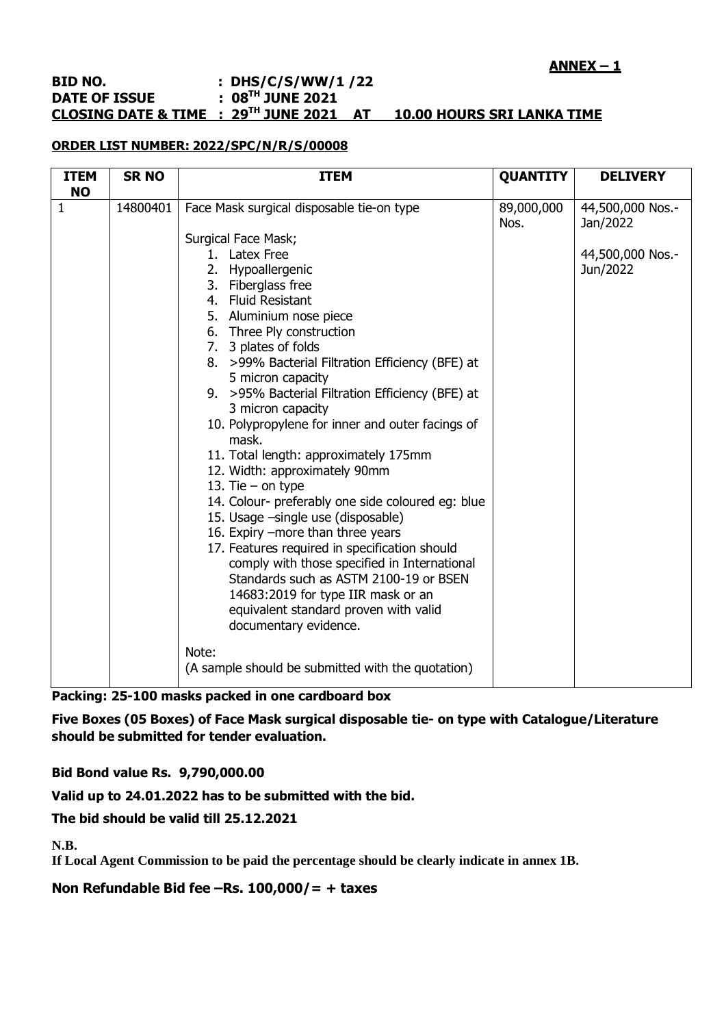**ANNEX – 1**

**BID NO. : DHS/C/S/WW/1 /22**
**DATE OF ISSUE : 08TH JUNE 2021**
**CLOSING DATE & TIME : 29TH JUNE 2021 AT 10.00 HOURS SRI LANKA TIME**

**ORDER LIST NUMBER: 2022/SPC/N/R/S/00008**

| ITEM NO | SR NO | ITEM | QUANTITY | DELIVERY |
|---|---|---|---|---|
| 1 | 14800401 | Face Mask surgical disposable tie-on type<br><br>Surgical Face Mask;<br>1. Latex Free<br>2. Hypoallergenic<br>3. Fiberglass free<br>4. Fluid Resistant<br>5. Aluminium nose piece<br>6. Three Ply construction<br>7. 3 plates of folds<br>8. >99% Bacterial Filtration Efficiency (BFE) at 5 micron capacity<br>9. >95% Bacterial Filtration Efficiency (BFE) at 3 micron capacity<br>10. Polypropylene for inner and outer facings of mask.<br>11. Total length: approximately 175mm<br>12. Width: approximately 90mm<br>13. Tie – on type<br>14. Colour- preferably one side coloured eg: blue<br>15. Usage –single use (disposable)<br>16. Expiry –more than three years<br>17. Features required in specification should comply with those specified in International Standards such as ASTM 2100-19 or BSEN 14683:2019 for type IIR mask or an equivalent standard proven with valid documentary evidence.<br><br>Note:<br>(A sample should be submitted with the quotation) | 89,000,000 Nos. | 44,500,000 Nos.- Jan/2022<br><br>44,500,000 Nos.- Jun/2022 |

**Packing: 25-100 masks packed in one cardboard box**

**Five Boxes (05 Boxes) of Face Mask surgical disposable tie- on type with Catalogue/Literature should be submitted for tender evaluation.**

**Bid Bond value Rs. 9,790,000.00**

**Valid up to 24.01.2022 has to be submitted with the bid.**

**The bid should be valid till 25.12.2021**

**N.B.**
**If Local Agent Commission to be paid the percentage should be clearly indicate in annex 1B.**

**Non Refundable Bid fee –Rs. 100,000/= + taxes**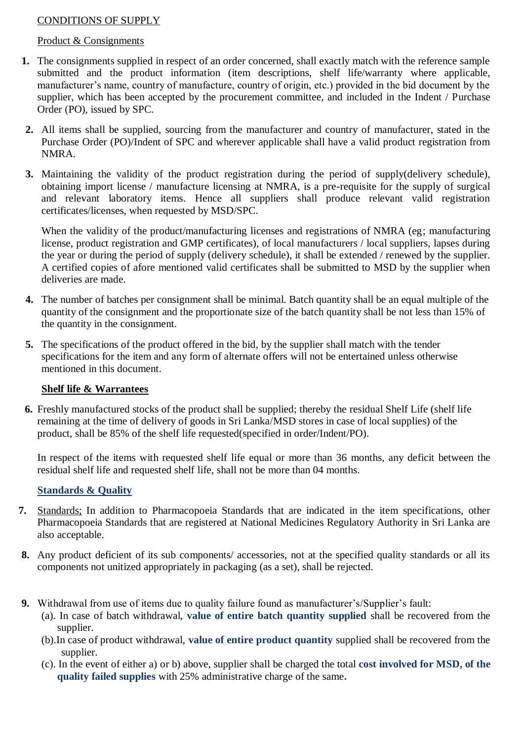CONDITIONS OF SUPPLY

Product & Consignments

1. The consignments supplied in respect of an order concerned, shall exactly match with the reference sample submitted and the product information (item descriptions, shelf life/warranty where applicable, manufacturer's name, country of manufacture, country of origin, etc.) provided in the bid document by the supplier, which has been accepted by the procurement committee, and included in the Indent / Purchase Order (PO), issued by SPC.

2. All items shall be supplied, sourcing from the manufacturer and country of manufacturer, stated in the Purchase Order (PO)/Indent of SPC and wherever applicable shall have a valid product registration from NMRA.

3. Maintaining the validity of the product registration during the period of supply(delivery schedule), obtaining import license / manufacture licensing at NMRA, is a pre-requisite for the supply of surgical and relevant laboratory items. Hence all suppliers shall produce relevant valid registration certificates/licenses, when requested by MSD/SPC.

   When the validity of the product/manufacturing licenses and registrations of NMRA (eg; manufacturing license, product registration and GMP certificates), of local manufacturers / local suppliers, lapses during the year or during the period of supply (delivery schedule), it shall be extended / renewed by the supplier. A certified copies of afore mentioned valid certificates shall be submitted to MSD by the supplier when deliveries are made.

4. The number of batches per consignment shall be minimal. Batch quantity shall be an equal multiple of the quantity of the consignment and the proportionate size of the batch quantity shall be not less than 15% of the quantity in the consignment.

5. The specifications of the product offered in the bid, by the supplier shall match with the tender specifications for the item and any form of alternate offers will not be entertained unless otherwise mentioned in this document.

**Shelf life & Warrantees**

6. Freshly manufactured stocks of the product shall be supplied; thereby the residual Shelf Life (shelf life remaining at the time of delivery of goods in Sri Lanka/MSD stores in case of local supplies) of the product, shall be 85% of the shelf life requested(specified in order/Indent/PO).

   In respect of the items with requested shelf life equal or more than 36 months, any deficit between the residual shelf life and requested shelf life, shall not be more than 04 months.

**Standards & Quality**

7. Standards; In addition to Pharmacopoeia Standards that are indicated in the item specifications, other Pharmacopoeia Standards that are registered at National Medicines Regulatory Authority in Sri Lanka are also acceptable.

8. Any product deficient of its sub components/ accessories, not at the specified quality standards or all its components not unitized appropriately in packaging (as a set), shall be rejected.

9. Withdrawal from use of items due to quality failure found as manufacturer's/Supplier's fault:
   (a). In case of batch withdrawal, **value of entire batch quantity supplied** shall be recovered from the supplier.
   (b).In case of product withdrawal, **value of entire product quantity** supplied shall be recovered from the supplier.
   (c). In the event of either a) or b) above, supplier shall be charged the total **cost involved for MSD, of the quality failed supplies** with 25% administrative charge of the same**.**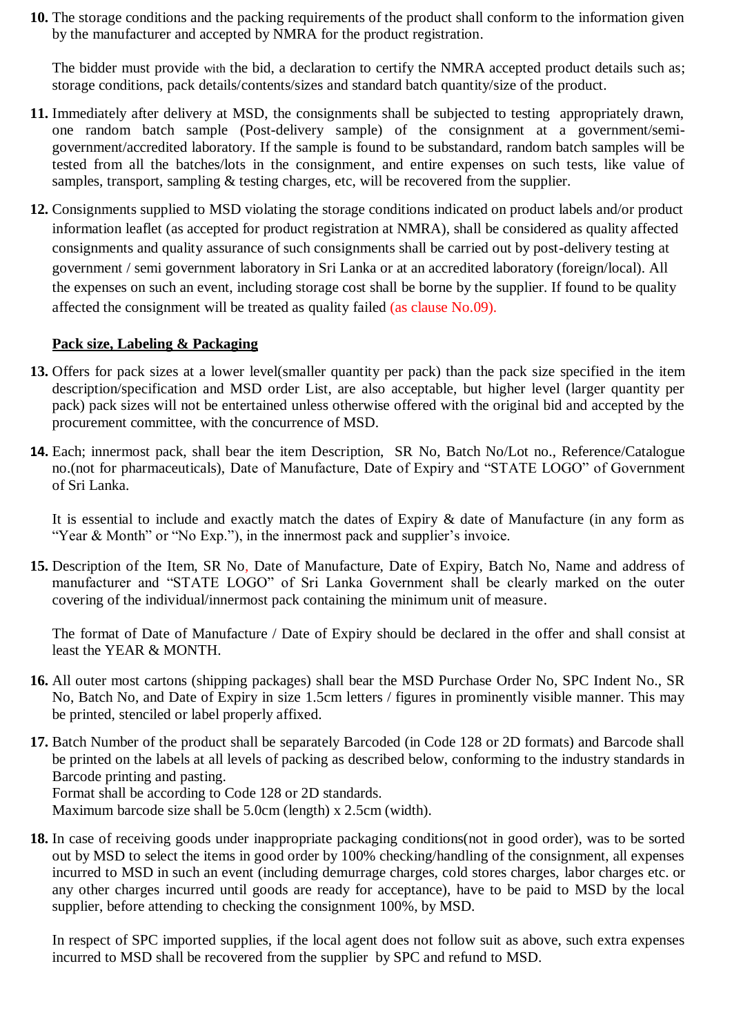10. The storage conditions and the packing requirements of the product shall conform to the information given by the manufacturer and accepted by NMRA for the product registration.

    The bidder must provide with the bid, a declaration to certify the NMRA accepted product details such as; storage conditions, pack details/contents/sizes and standard batch quantity/size of the product.

11. Immediately after delivery at MSD, the consignments shall be subjected to testing appropriately drawn, one random batch sample (Post-delivery sample) of the consignment at a government/semi-government/accredited laboratory. If the sample is found to be substandard, random batch samples will be tested from all the batches/lots in the consignment, and entire expenses on such tests, like value of samples, transport, sampling & testing charges, etc, will be recovered from the supplier.

12. Consignments supplied to MSD violating the storage conditions indicated on product labels and/or product information leaflet (as accepted for product registration at NMRA), shall be considered as quality affected consignments and quality assurance of such consignments shall be carried out by post-delivery testing at government / semi government laboratory in Sri Lanka or at an accredited laboratory (foreign/local). All the expenses on such an event, including storage cost shall be borne by the supplier. If found to be quality affected the consignment will be treated as quality failed (as clause No.09).

**Pack size, Labeling & Packaging**

13. Offers for pack sizes at a lower level(smaller quantity per pack) than the pack size specified in the item description/specification and MSD order List, are also acceptable, but higher level (larger quantity per pack) pack sizes will not be entertained unless otherwise offered with the original bid and accepted by the procurement committee, with the concurrence of MSD.

14. Each; innermost pack, shall bear the item Description, SR No, Batch No/Lot no., Reference/Catalogue no.(not for pharmaceuticals), Date of Manufacture, Date of Expiry and "STATE LOGO" of Government of Sri Lanka.

    It is essential to include and exactly match the dates of Expiry & date of Manufacture (in any form as "Year & Month" or "No Exp."), in the innermost pack and supplier's invoice.

15. Description of the Item, SR No, Date of Manufacture, Date of Expiry, Batch No, Name and address of manufacturer and "STATE LOGO" of Sri Lanka Government shall be clearly marked on the outer covering of the individual/innermost pack containing the minimum unit of measure.

    The format of Date of Manufacture / Date of Expiry should be declared in the offer and shall consist at least the YEAR & MONTH.

16. All outer most cartons (shipping packages) shall bear the MSD Purchase Order No, SPC Indent No., SR No, Batch No, and Date of Expiry in size 1.5cm letters / figures in prominently visible manner. This may be printed, stenciled or label properly affixed.

17. Batch Number of the product shall be separately Barcoded (in Code 128 or 2D formats) and Barcode shall be printed on the labels at all levels of packing as described below, conforming to the industry standards in Barcode printing and pasting.
    Format shall be according to Code 128 or 2D standards.
    Maximum barcode size shall be 5.0cm (length) x 2.5cm (width).

18. In case of receiving goods under inappropriate packaging conditions(not in good order), was to be sorted out by MSD to select the items in good order by 100% checking/handling of the consignment, all expenses incurred to MSD in such an event (including demurrage charges, cold stores charges, labor charges etc. or any other charges incurred until goods are ready for acceptance), have to be paid to MSD by the local supplier, before attending to checking the consignment 100%, by MSD.

    In respect of SPC imported supplies, if the local agent does not follow suit as above, such extra expenses incurred to MSD shall be recovered from the supplier by SPC and refund to MSD.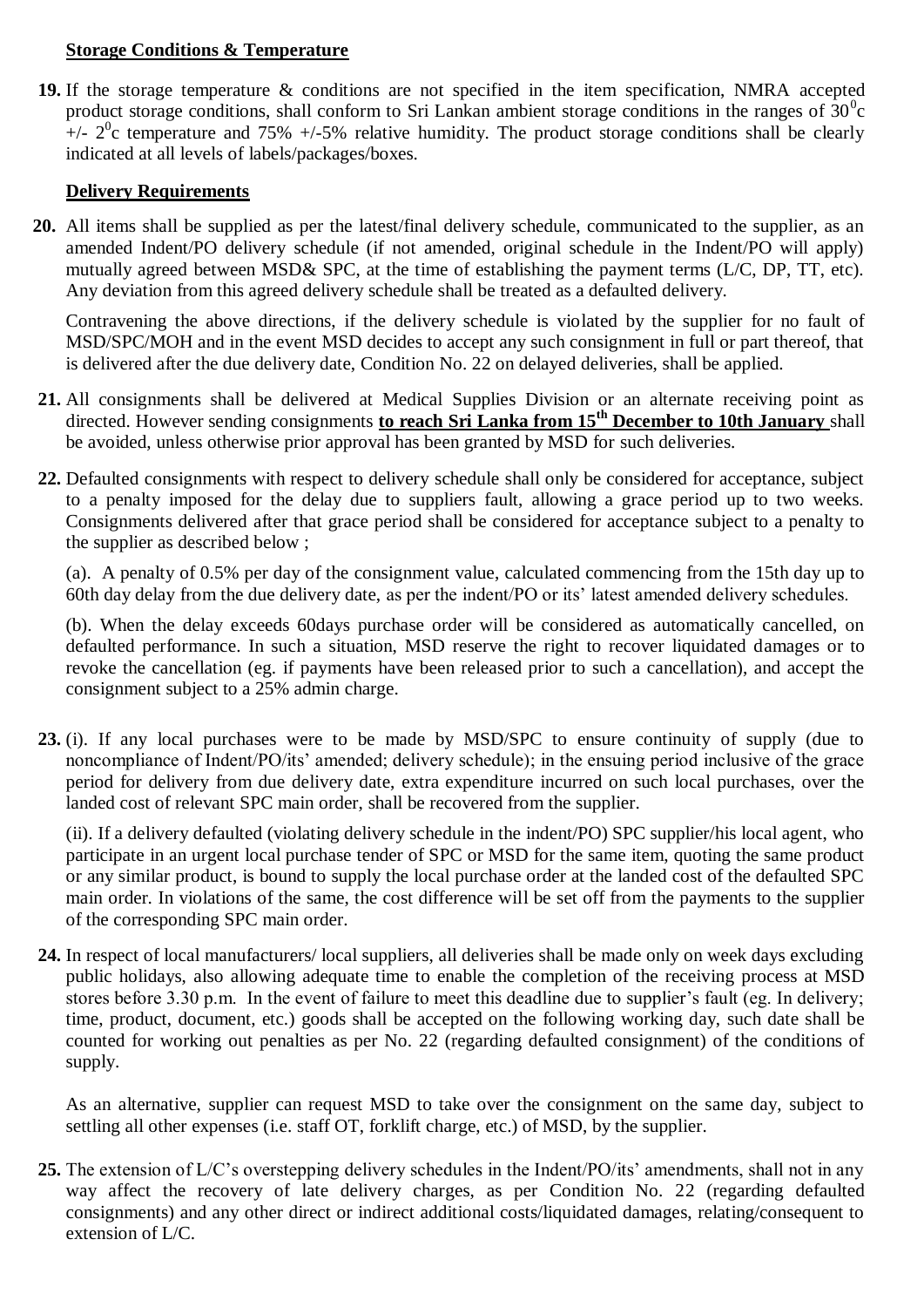**Storage Conditions & Temperature**

**19.** If the storage temperature & conditions are not specified in the item specification, NMRA accepted product storage conditions, shall conform to Sri Lankan ambient storage conditions in the ranges of $30^0$c +/- $2^0$c temperature and 75% +/-5% relative humidity. The product storage conditions shall be clearly indicated at all levels of labels/packages/boxes.

**Delivery Requirements**

**20.** All items shall be supplied as per the latest/final delivery schedule, communicated to the supplier, as an amended Indent/PO delivery schedule (if not amended, original schedule in the Indent/PO will apply) mutually agreed between MSD& SPC, at the time of establishing the payment terms (L/C, DP, TT, etc). Any deviation from this agreed delivery schedule shall be treated as a defaulted delivery.

Contravening the above directions, if the delivery schedule is violated by the supplier for no fault of MSD/SPC/MOH and in the event MSD decides to accept any such consignment in full or part thereof, that is delivered after the due delivery date, Condition No. 22 on delayed deliveries, shall be applied.

**21.** All consignments shall be delivered at Medical Supplies Division or an alternate receiving point as directed. However sending consignments **to reach Sri Lanka from 15th December to 10th January** shall be avoided, unless otherwise prior approval has been granted by MSD for such deliveries.

**22.** Defaulted consignments with respect to delivery schedule shall only be considered for acceptance, subject to a penalty imposed for the delay due to suppliers fault, allowing a grace period up to two weeks. Consignments delivered after that grace period shall be considered for acceptance subject to a penalty to the supplier as described below ;

(a). A penalty of 0.5% per day of the consignment value, calculated commencing from the 15th day up to 60th day delay from the due delivery date, as per the indent/PO or its' latest amended delivery schedules.

(b). When the delay exceeds 60days purchase order will be considered as automatically cancelled, on defaulted performance. In such a situation, MSD reserve the right to recover liquidated damages or to revoke the cancellation (eg. if payments have been released prior to such a cancellation), and accept the consignment subject to a 25% admin charge.

**23.** (i). If any local purchases were to be made by MSD/SPC to ensure continuity of supply (due to noncompliance of Indent/PO/its' amended; delivery schedule); in the ensuing period inclusive of the grace period for delivery from due delivery date, extra expenditure incurred on such local purchases, over the landed cost of relevant SPC main order, shall be recovered from the supplier.

(ii). If a delivery defaulted (violating delivery schedule in the indent/PO) SPC supplier/his local agent, who participate in an urgent local purchase tender of SPC or MSD for the same item, quoting the same product or any similar product, is bound to supply the local purchase order at the landed cost of the defaulted SPC main order. In violations of the same, the cost difference will be set off from the payments to the supplier of the corresponding SPC main order.

**24.** In respect of local manufacturers/ local suppliers, all deliveries shall be made only on week days excluding public holidays, also allowing adequate time to enable the completion of the receiving process at MSD stores before 3.30 p.m. In the event of failure to meet this deadline due to supplier's fault (eg. In delivery; time, product, document, etc.) goods shall be accepted on the following working day, such date shall be counted for working out penalties as per No. 22 (regarding defaulted consignment) of the conditions of supply.

As an alternative, supplier can request MSD to take over the consignment on the same day, subject to settling all other expenses (i.e. staff OT, forklift charge, etc.) of MSD, by the supplier.

**25.** The extension of L/C's overstepping delivery schedules in the Indent/PO/its' amendments, shall not in any way affect the recovery of late delivery charges, as per Condition No. 22 (regarding defaulted consignments) and any other direct or indirect additional costs/liquidated damages, relating/consequent to extension of L/C.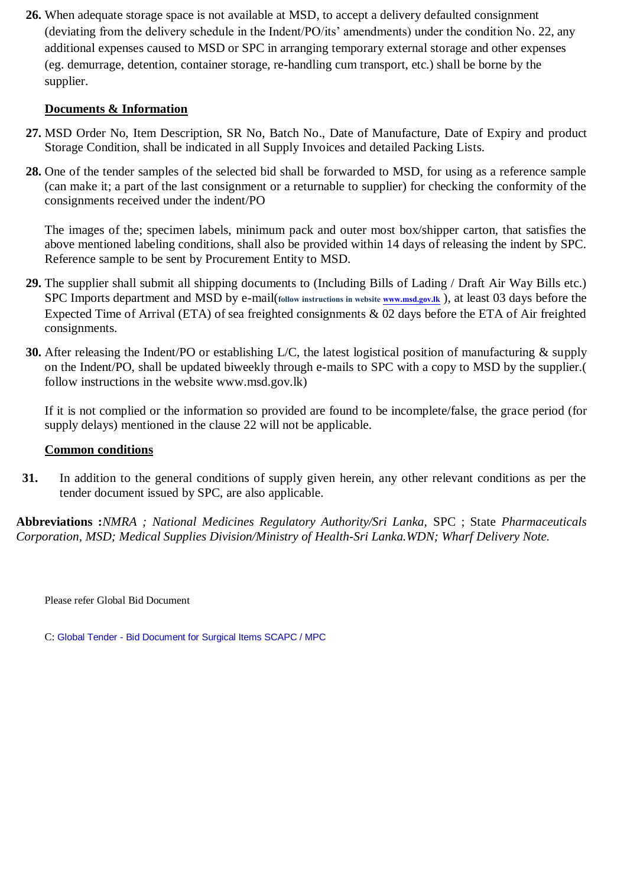26. When adequate storage space is not available at MSD, to accept a delivery defaulted consignment (deviating from the delivery schedule in the Indent/PO/its' amendments) under the condition No. 22, any additional expenses caused to MSD or SPC in arranging temporary external storage and other expenses (eg. demurrage, detention, container storage, re-handling cum transport, etc.) shall be borne by the supplier.

**<u>Documents & Information</u>**

27. MSD Order No, Item Description, SR No, Batch No., Date of Manufacture, Date of Expiry and product Storage Condition, shall be indicated in all Supply Invoices and detailed Packing Lists.

28. One of the tender samples of the selected bid shall be forwarded to MSD, for using as a reference sample (can make it; a part of the last consignment or a returnable to supplier) for checking the conformity of the consignments received under the indent/PO

    The images of the; specimen labels, minimum pack and outer most box/shipper carton, that satisfies the above mentioned labeling conditions, shall also be provided within 14 days of releasing the indent by SPC. Reference sample to be sent by Procurement Entity to MSD.

29. The supplier shall submit all shipping documents to (Including Bills of Lading / Draft Air Way Bills etc.) SPC Imports department and MSD by e-mail(follow instructions in website www.msd.gov.lk ), at least 03 days before the Expected Time of Arrival (ETA) of sea freighted consignments & 02 days before the ETA of Air freighted consignments.

30. After releasing the Indent/PO or establishing L/C, the latest logistical position of manufacturing & supply on the Indent/PO, shall be updated biweekly through e-mails to SPC with a copy to MSD by the supplier.( follow instructions in the website www.msd.gov.lk)

    If it is not complied or the information so provided are found to be incomplete/false, the grace period (for supply delays) mentioned in the clause 22 will not be applicable.

**<u>Common conditions</u>**

31. In addition to the general conditions of supply given herein, any other relevant conditions as per the tender document issued by SPC, are also applicable.

**Abbreviations :***NMRA ; National Medicines Regulatory Authority/Sri Lanka,* SPC ; State *Pharmaceuticals Corporation, MSD; Medical Supplies Division/Ministry of Health-Sri Lanka.WDN; Wharf Delivery Note.*

Please refer Global Bid Document

C: Global Tender - Bid Document for Surgical Items SCAPC / MPC